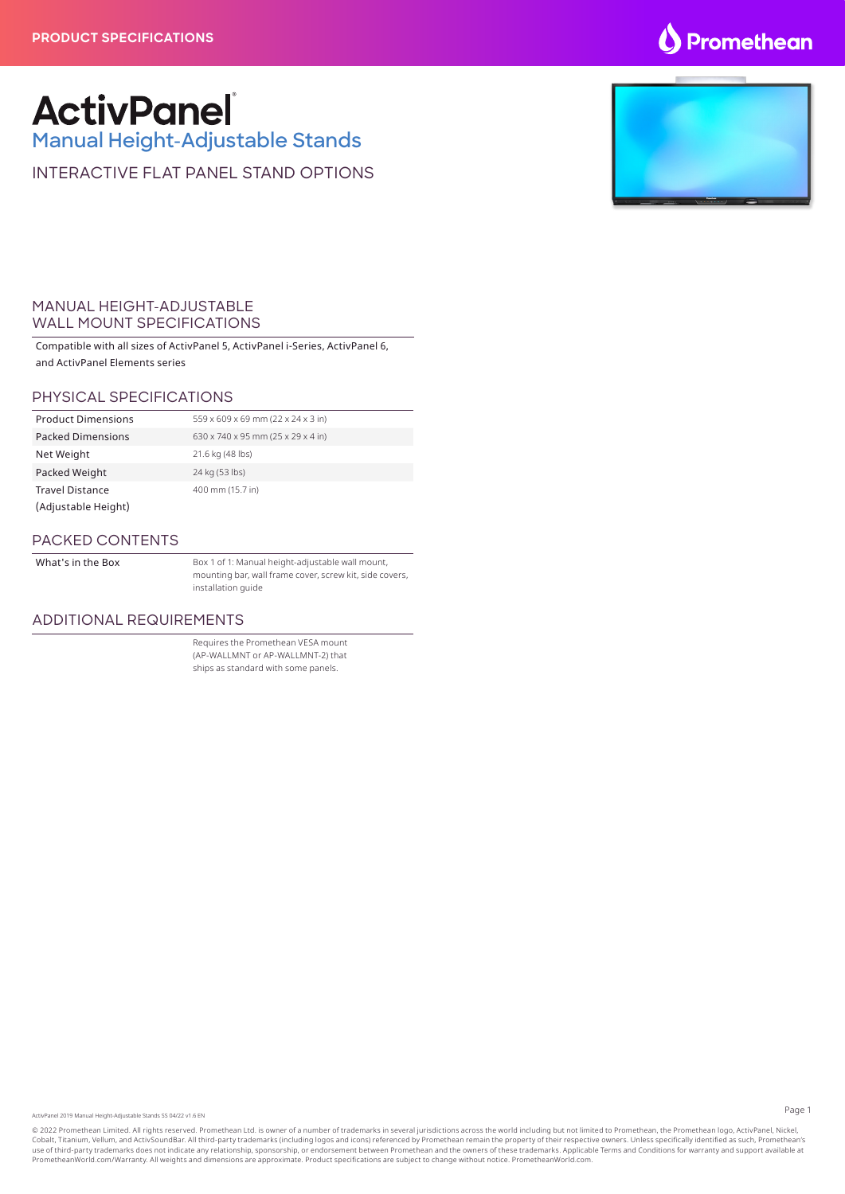PRODUCT SPECIFICATIONS

# ActivPanel®

## Manual Height-Adjustable Stands

INTERACTIVE FLAT PANEL STAND OPTIONS

## MANUAL HEIGHT-ADJUSTABLE WALL MOUNT SPECIFICATIONS

Compatible with all sizes of ActivPanel 5, ActivPanel i-Series, ActivPanel 6, and ActivPanel Elements series

### PHYSICAL SPECIFICATIONS

| | |
|---|---|
| Product Dimensions | 559 x 609 x 69 mm (22 x 24 x 3 in) |
| Packed Dimensions | 630 x 740 x 95 mm (25 x 29 x 4 in) |
| Net Weight | 21.6 kg (48 lbs) |
| Packed Weight | 24 kg (53 lbs) |
| Travel Distance (Adjustable Height) | 400 mm (15.7 in) |

### PACKED CONTENTS

| | |
|---|---|
| What's in the Box | Box 1 of 1: Manual height-adjustable wall mount, mounting bar, wall frame cover, screw kit, side covers, installation guide |

### ADDITIONAL REQUIREMENTS

Requires the Promethean VESA mount (AP-WALLMNT or AP-WALLMNT-2) that ships as standard with some panels.

ActivPanel 2019 Manual Height-Adjustable Stands SS 04/22 v1.6 EN

© 2022 Promethean Limited. All rights reserved. Promethean Ltd. is owner of a number of trademarks in several jurisdictions across the world including but not limited to Promethean, the Promethean logo, ActivPanel, Nickel, Cobalt, Titanium, Vellum, and ActivSoundBar. All third-party trademarks (including logos and icons) referenced by Promethean remain the property of their respective owners. Unless specifically identified as such, Promethean's use of third-party trademarks does not indicate any relationship, sponsorship, or endorsement between Promethean and the owners of these trademarks. Applicable Terms and Conditions for warranty and support available at PrometheanWorld.com/Warranty. All weights and dimensions are approximate. Product specifications are subject to change without notice. PrometheanWorld.com.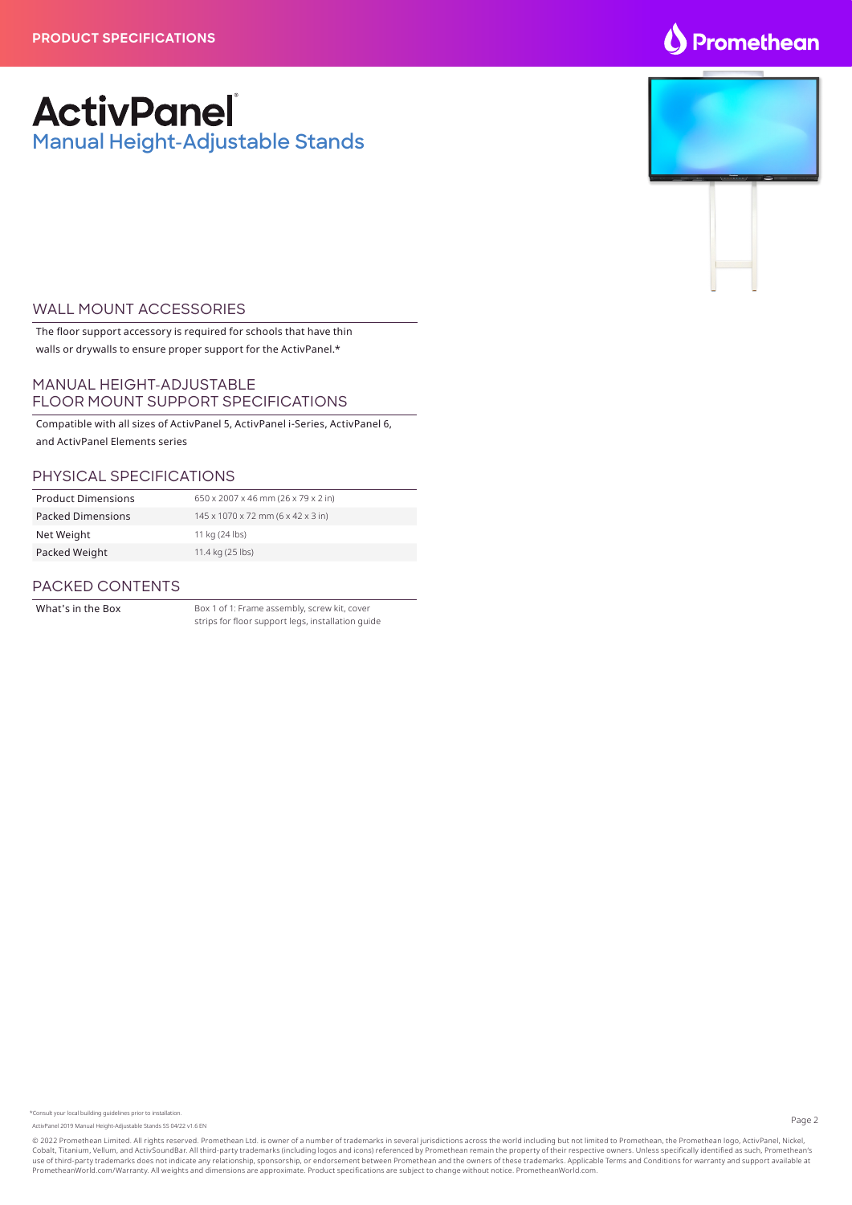# ActivPanel®

## Manual Height-Adjustable Stands

### WALL MOUNT ACCESSORIES

The floor support accessory is required for schools that have thin walls or drywalls to ensure proper support for the ActivPanel.*

### MANUAL HEIGHT-ADJUSTABLE FLOOR MOUNT SUPPORT SPECIFICATIONS

Compatible with all sizes of ActivPanel 5, ActivPanel i-Series, ActivPanel 6, and ActivPanel Elements series

### PHYSICAL SPECIFICATIONS

| | |
|---|---|
| Product Dimensions | 650 x 2007 x 46 mm (26 x 79 x 2 in) |
| Packed Dimensions | 145 x 1070 x 72 mm (6 x 42 x 3 in) |
| Net Weight | 11 kg (24 lbs) |
| Packed Weight | 11.4 kg (25 lbs) |

### PACKED CONTENTS

| | |
|---|---|
| What's in the Box | Box 1 of 1: Frame assembly, screw kit, cover strips for floor support legs, installation guide |

*Consult your local building guidelines prior to installation.

ActivPanel 2019 Manual Height-Adjustable Stands SS 04/22 v1.6 EN

© 2022 Promethean Limited. All rights reserved. Promethean Ltd. is owner of a number of trademarks in several jurisdictions across the world including but not limited to Promethean, the Promethean logo, ActivPanel, Nickel, Cobalt, Titanium, Vellum, and ActivSoundBar. All third-party trademarks (including logos and icons) referenced by Promethean remain the property of their respective owners. Unless specifically identified as such, Promethean's use of third-party trademarks does not indicate any relationship, sponsorship, or endorsement between Promethean and the owners of these trademarks. Applicable Terms and Conditions for warranty and support available at PrometheanWorld.com/Warranty. All weights and dimensions are approximate. Product specifications are subject to change without notice. PrometheanWorld.com.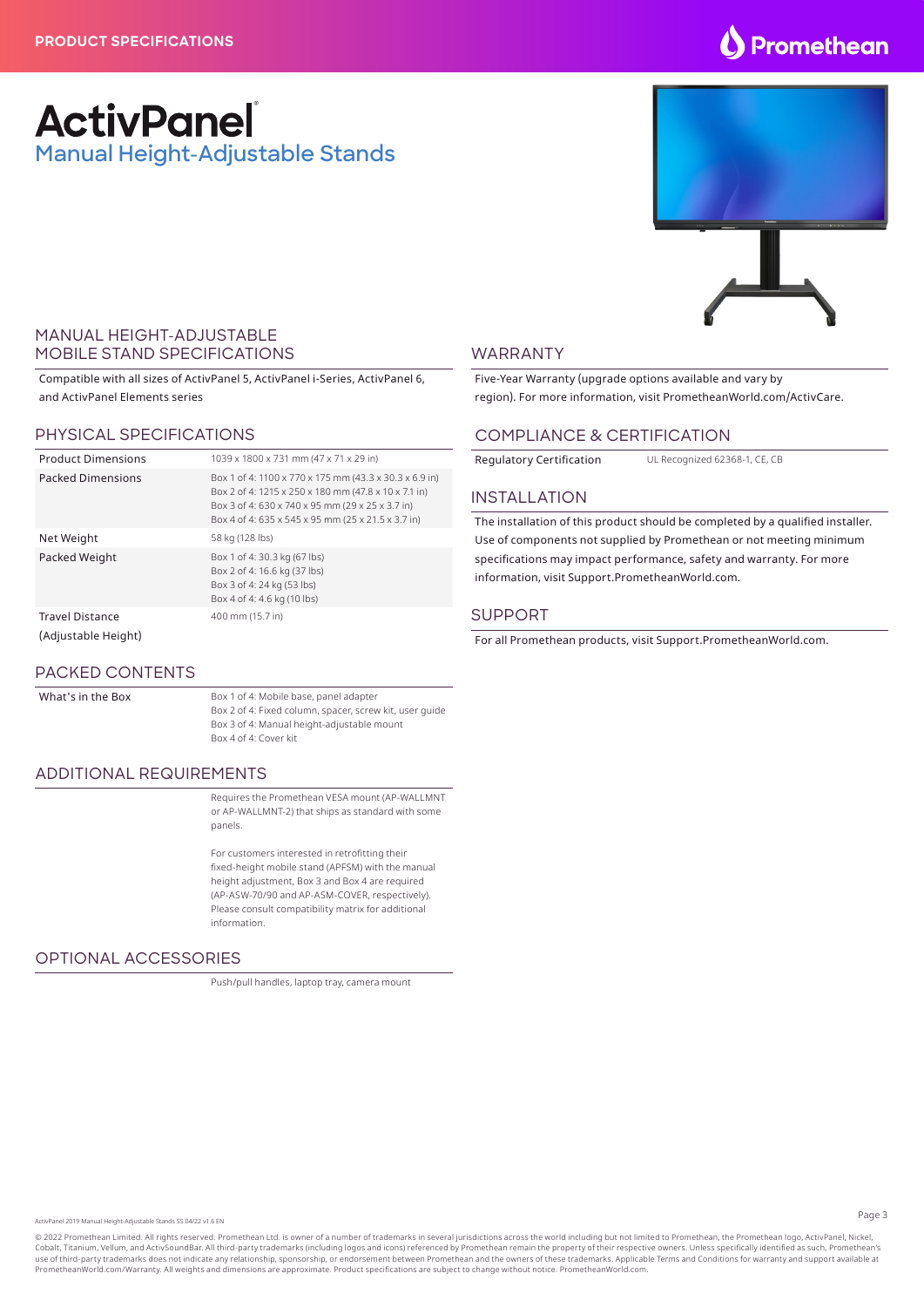PRODUCT SPECIFICATIONS

# ActivPanel®
## Manual Height-Adjustable Stands

### MANUAL HEIGHT-ADJUSTABLE MOBILE STAND SPECIFICATIONS

Compatible with all sizes of ActivPanel 5, ActivPanel i-Series, ActivPanel 6, and ActivPanel Elements series

### PHYSICAL SPECIFICATIONS

| | |
|---|---|
| Product Dimensions | 1039 x 1800 x 731 mm (47 x 71 x 29 in) |
| Packed Dimensions | Box 1 of 4: 1100 x 770 x 175 mm (43.3 x 30.3 x 6.9 in)<br>Box 2 of 4: 1215 x 250 x 180 mm (47.8 x 10 x 7.1 in)<br>Box 3 of 4: 630 x 740 x 95 mm (29 x 25 x 3.7 in)<br>Box 4 of 4: 635 x 545 x 95 mm (25 x 21.5 x 3.7 in) |
| Net Weight | 58 kg (128 lbs) |
| Packed Weight | Box 1 of 4: 30.3 kg (67 lbs)<br>Box 2 of 4: 16.6 kg (37 lbs)<br>Box 3 of 4: 24 kg (53 lbs)<br>Box 4 of 4: 4.6 kg (10 lbs) |
| Travel Distance (Adjustable Height) | 400 mm (15.7 in) |

### PACKED CONTENTS

| | |
|---|---|
| What's in the Box | Box 1 of 4: Mobile base, panel adapter<br>Box 2 of 4: Fixed column, spacer, screw kit, user guide<br>Box 3 of 4: Manual height-adjustable mount<br>Box 4 of 4: Cover kit |

### ADDITIONAL REQUIREMENTS

Requires the Promethean VESA mount (AP-WALLMNT or AP-WALLMNT-2) that ships as standard with some panels.

For customers interested in retrofitting their fixed-height mobile stand (APFSM) with the manual height adjustment, Box 3 and Box 4 are required (AP-ASW-70/90 and AP-ASM-COVER, respectively). Please consult compatibility matrix for additional information.

### OPTIONAL ACCESSORIES

Push/pull handles, laptop tray, camera mount

### WARRANTY

Five-Year Warranty (upgrade options available and vary by region). For more information, visit PrometheanWorld.com/ActivCare.

### COMPLIANCE & CERTIFICATION

| | |
|---|---|
| Regulatory Certification | UL Recognized 62368-1, CE, CB |

### INSTALLATION

The installation of this product should be completed by a qualified installer. Use of components not supplied by Promethean or not meeting minimum specifications may impact performance, safety and warranty. For more information, visit Support.PrometheanWorld.com.

### SUPPORT

For all Promethean products, visit Support.PrometheanWorld.com.

ActivPanel 2019 Manual Height-Adjustable Stands SS 04/22 v1.6 EN

© 2022 Promethean Limited. All rights reserved. Promethean Ltd. is owner of a number of trademarks in several jurisdictions across the world including but not limited to Promethean, the Promethean logo, ActivPanel, Nickel, Cobalt, Titanium, Vellum, and ActivSoundBar. All third-party trademarks (including logos and icons) referenced by Promethean remain the property of their respective owners. Unless specifically identified as such, Promethean's use of third-party trademarks does not indicate any relationship, sponsorship, or endorsement between Promethean and the owners of these trademarks. Applicable Terms and Conditions for warranty and support available at PrometheanWorld.com/Warranty. All weights and dimensions are approximate. Product specifications are subject to change without notice. PrometheanWorld.com.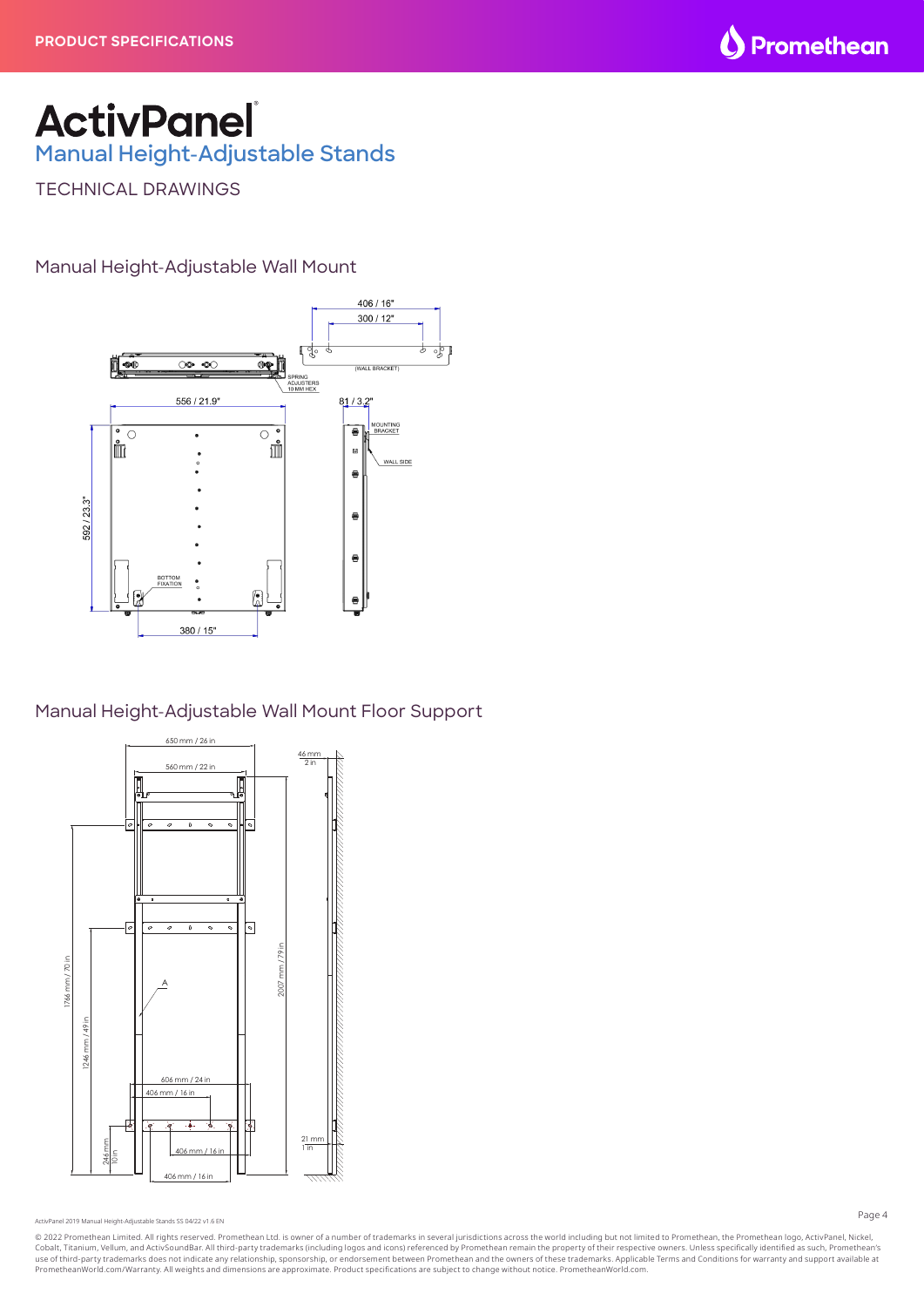# ActivPanel®

## Manual Height-Adjustable Stands

TECHNICAL DRAWINGS

### Manual Height-Adjustable Wall Mount

406 / 16"

300 / 12"

(WALL BRACKET)

SPRING ADJUSTERS 10 MM HEX

556 / 21.9"

81 / 3.2"

MOUNTING BRACKET

WALL SIDE

592 / 23.3"

BOTTOM FIXATION

380 / 15"

### Manual Height-Adjustable Wall Mount Floor Support

650 mm / 26 in

560 mm / 22 in

46 mm 2 in

1766 mm / 70 in

1246 mm / 49 in

2007 mm / 79 in

A

606 mm / 24 in

406 mm / 16 in

246 mm 10 in

406 mm / 16 in

406 mm / 16 in

21 mm 1 in

ActivPanel 2019 Manual Height-Adjustable Stands SS 04/22 v1.6 EN

© 2022 Promethean Limited. All rights reserved. Promethean Ltd. is owner of a number of trademarks in several jurisdictions across the world including but not limited to Promethean, the Promethean logo, ActivPanel, Nickel, Cobalt, Titanium, Vellum, and ActivSoundBar. All third-party trademarks (including logos and icons) referenced by Promethean remain the property of their respective owners. Unless specifically identified as such, Promethean's use of third-party trademarks does not indicate any relationship, sponsorship, or endorsement between Promethean and the owners of these trademarks. Applicable Terms and Conditions for warranty and support available at PrometheanWorld.com/Warranty. All weights and dimensions are approximate. Product specifications are subject to change without notice. PrometheanWorld.com.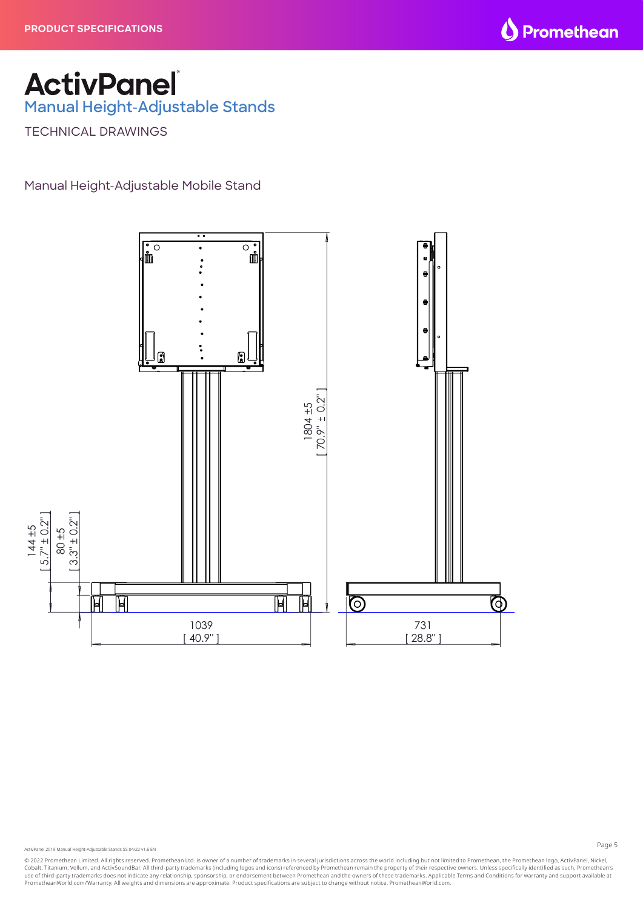PRODUCT SPECIFICATIONS

# ActivPanel

## Manual Height-Adjustable Stands

TECHNICAL DRAWINGS

### Manual Height-Adjustable Mobile Stand

1804 ±5
[ 70.9" ± 0.2" ]

144 ±5
[ 5.7" ± 0.2" ]

80 ±5
[ 3.3" ± 0.2" ]

1039
[ 40.9" ]

731
[ 28.8" ]

© 2022 Promethean Limited. All rights reserved. Promethean Ltd. is owner of a number of trademarks in several jurisdictions across the world including but not limited to Promethean, the Promethean logo, ActivPanel, Nickel, Cobalt, Titanium, Vellum, and ActivSoundBar. All third-party trademarks (including logos and icons) referenced by Promethean remain the property of their respective owners. Unless specifically identified as such, Promethean's use of third-party trademarks does not indicate any relationship, sponsorship, or endorsement between Promethean and the owners of these trademarks. Applicable Terms and Conditions for warranty and support available at PrometheanWorld.com/Warranty. All weights and dimensions are approximate. Product specifications are subject to change without notice. PrometheanWorld.com.